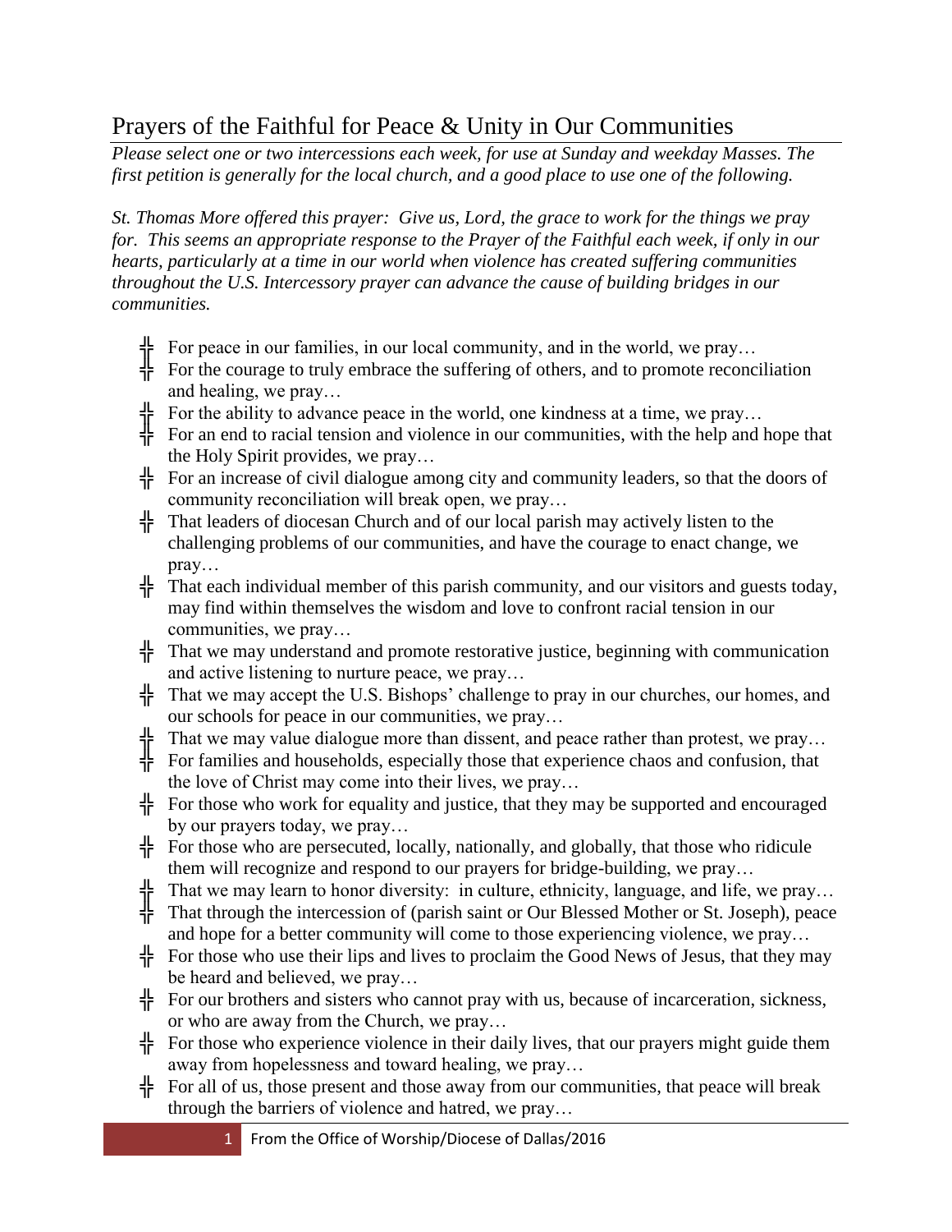# Prayers of the Faithful for Peace & Unity in Our Communities

*Please select one or two intercessions each week, for use at Sunday and weekday Masses. The first petition is generally for the local church, and a good place to use one of the following.*

*St. Thomas More offered this prayer: Give us, Lord, the grace to work for the things we pray for. This seems an appropriate response to the Prayer of the Faithful each week, if only in our hearts, particularly at a time in our world when violence has created suffering communities throughout the U.S. Intercessory prayer can advance the cause of building bridges in our communities.*

- For peace in our families, in our local community, and in the world, we pray…
- For the courage to truly embrace the suffering of others, and to promote reconciliation and healing, we pray…
- For the ability to advance peace in the world, one kindness at a time, we pray…
- For an end to racial tension and violence in our communities, with the help and hope that the Holy Spirit provides, we pray…
- For an increase of civil dialogue among city and community leaders, so that the doors of community reconciliation will break open, we pray…
- That leaders of diocesan Church and of our local parish may actively listen to the challenging problems of our communities, and have the courage to enact change, we pray…
- That each individual member of this parish community, and our visitors and guests today, may find within themselves the wisdom and love to confront racial tension in our communities, we pray…
- That we may understand and promote restorative justice, beginning with communication and active listening to nurture peace, we pray…
- That we may accept the U.S. Bishops' challenge to pray in our churches, our homes, and our schools for peace in our communities, we pray…
- That we may value dialogue more than dissent, and peace rather than protest, we pray…
- For families and households, especially those that experience chaos and confusion, that the love of Christ may come into their lives, we pray…
- For those who work for equality and justice, that they may be supported and encouraged by our prayers today, we pray…
- For those who are persecuted, locally, nationally, and globally, that those who ridicule them will recognize and respond to our prayers for bridge-building, we pray…
- That we may learn to honor diversity: in culture, ethnicity, language, and life, we pray…
- That through the intercession of (parish saint or Our Blessed Mother or St. Joseph), peace and hope for a better community will come to those experiencing violence, we pray…
- For those who use their lips and lives to proclaim the Good News of Jesus, that they may be heard and believed, we pray…
- For our brothers and sisters who cannot pray with us, because of incarceration, sickness, or who are away from the Church, we pray…
- For those who experience violence in their daily lives, that our prayers might guide them away from hopelessness and toward healing, we pray…
- For all of us, those present and those away from our communities, that peace will break through the barriers of violence and hatred, we pray…

From the Office of Worship/Diocese of Dallas/2016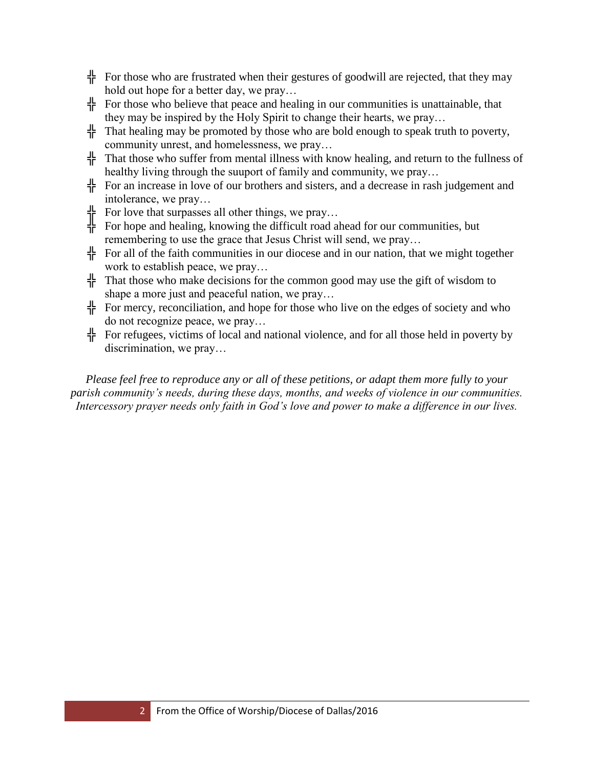- ╬ For those who are frustrated when their gestures of goodwill are rejected, that they may hold out hope for a better day, we pray…
- ╬ For those who believe that peace and healing in our communities is unattainable, that they may be inspired by the Holy Spirit to change their hearts, we pray…
- ╬ That healing may be promoted by those who are bold enough to speak truth to poverty, community unrest, and homelessness, we pray…
- ╬ That those who suffer from mental illness with know healing, and return to the fullness of healthy living through the suuport of family and community, we pray…
- ╬ For an increase in love of our brothers and sisters, and a decrease in rash judgement and intolerance, we pray…
- ╬ For love that surpasses all other things, we pray…
- ╬ For hope and healing, knowing the difficult road ahead for our communities, but remembering to use the grace that Jesus Christ will send, we pray…
- ╬ For all of the faith communities in our diocese and in our nation, that we might together work to establish peace, we pray…
- ╬ That those who make decisions for the common good may use the gift of wisdom to shape a more just and peaceful nation, we pray…
- ╬ For mercy, reconciliation, and hope for those who live on the edges of society and who do not recognize peace, we pray…
- ╬ For refugees, victims of local and national violence, and for all those held in poverty by discrimination, we pray…

*Please feel free to reproduce any or all of these petitions, or adapt them more fully to your parish community's needs, during these days, months, and weeks of violence in our communities. Intercessory prayer needs only faith in God's love and power to make a difference in our lives.*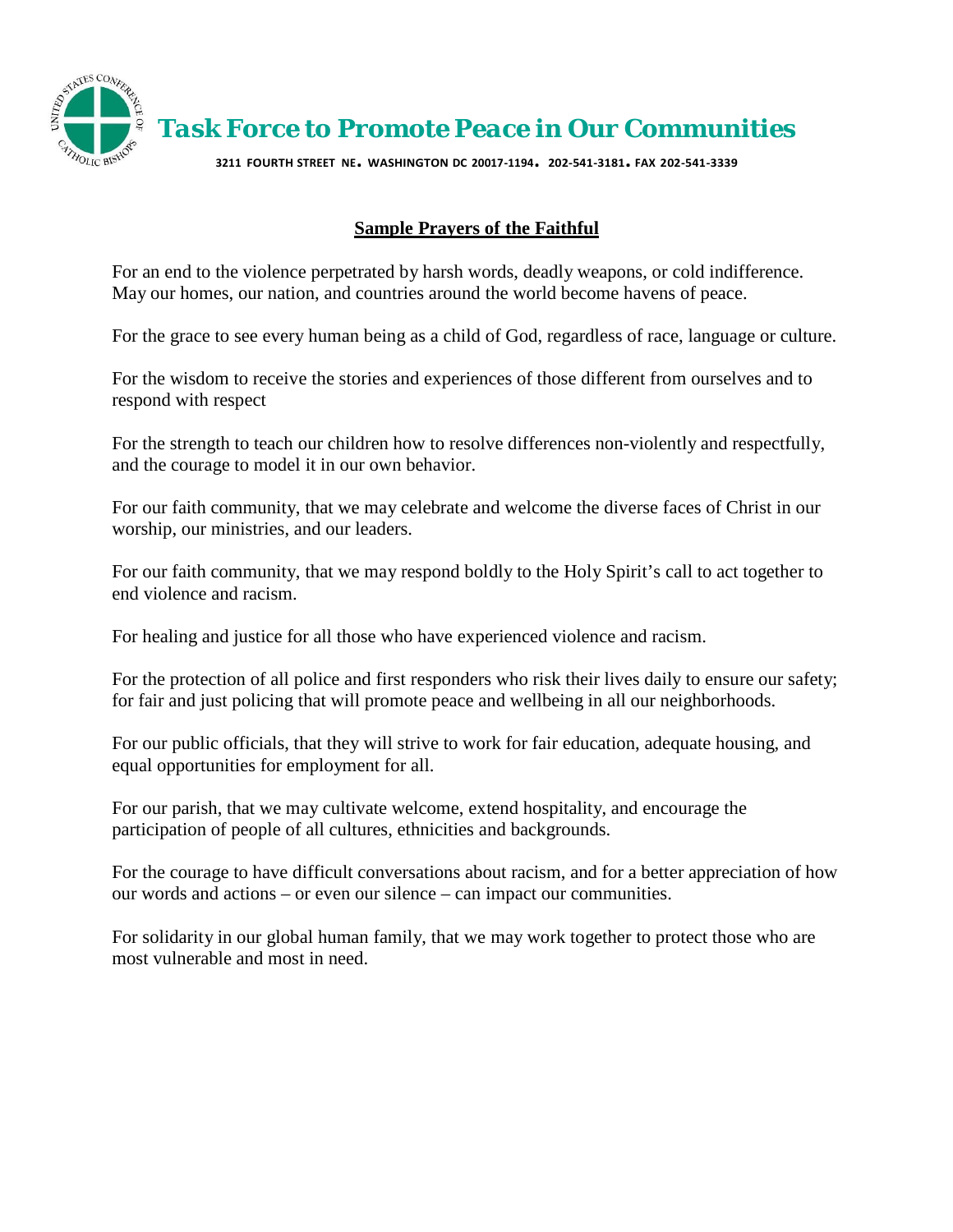# Task Force to Promote Peace in Our Communities

**3211 FOURTH STREET NE. WASHINGTON DC 20017-1194. 202-541-3181. FAX 202-541-3339**

## Sample Prayers of the Faithful

For an end to the violence perpetrated by harsh words, deadly weapons, or cold indifference. May our homes, our nation, and countries around the world become havens of peace.

For the grace to see every human being as a child of God, regardless of race, language or culture.

For the wisdom to receive the stories and experiences of those different from ourselves and to respond with respect

For the strength to teach our children how to resolve differences non-violently and respectfully, and the courage to model it in our own behavior.

For our faith community, that we may celebrate and welcome the diverse faces of Christ in our worship, our ministries, and our leaders.

For our faith community, that we may respond boldly to the Holy Spirit's call to act together to end violence and racism.

For healing and justice for all those who have experienced violence and racism.

For the protection of all police and first responders who risk their lives daily to ensure our safety; for fair and just policing that will promote peace and wellbeing in all our neighborhoods.

For our public officials, that they will strive to work for fair education, adequate housing, and equal opportunities for employment for all.

For our parish, that we may cultivate welcome, extend hospitality, and encourage the participation of people of all cultures, ethnicities and backgrounds.

For the courage to have difficult conversations about racism, and for a better appreciation of how our words and actions – or even our silence – can impact our communities.

For solidarity in our global human family, that we may work together to protect those who are most vulnerable and most in need.